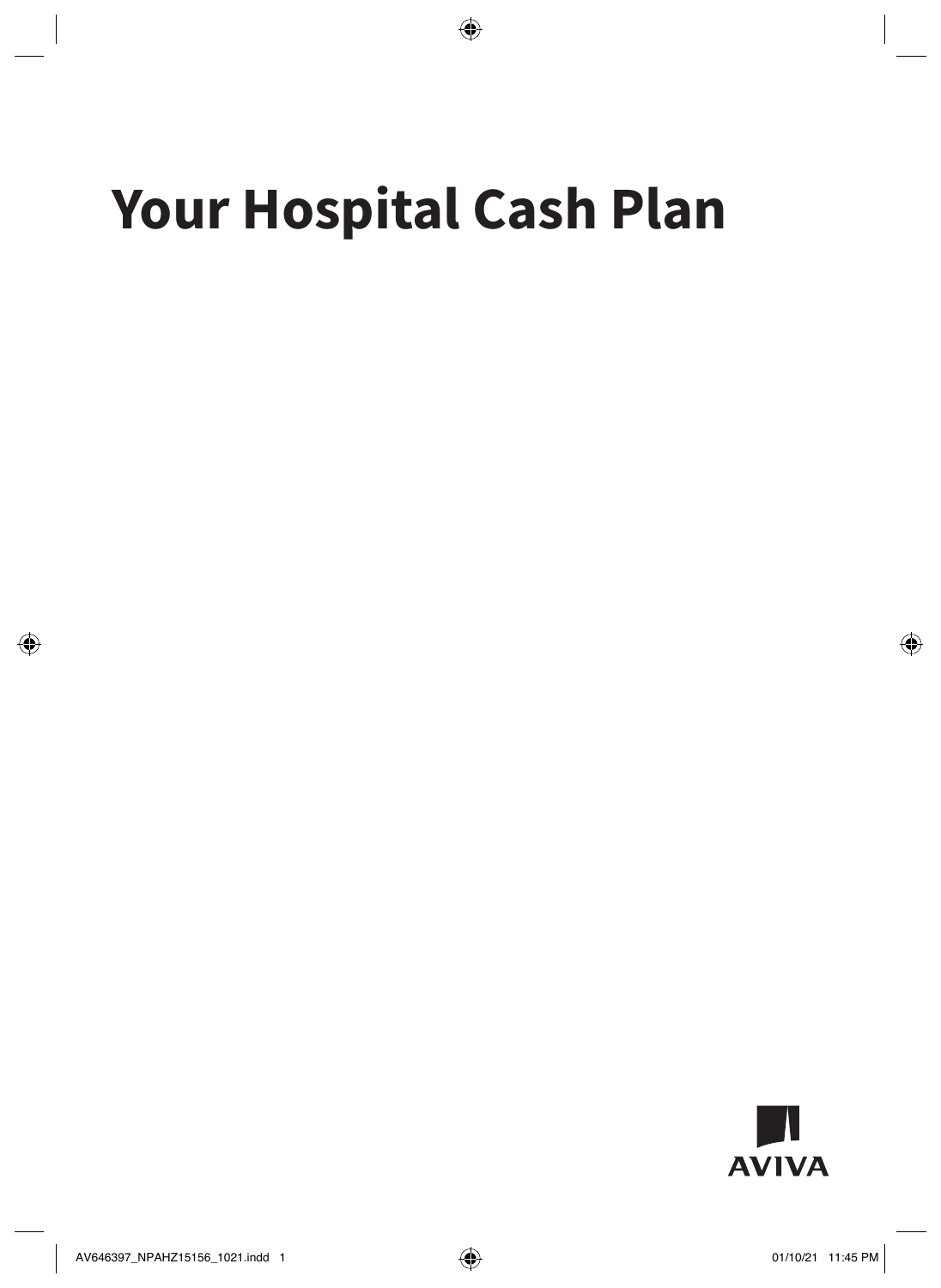# Your Hospital Cash Plan

AVIVA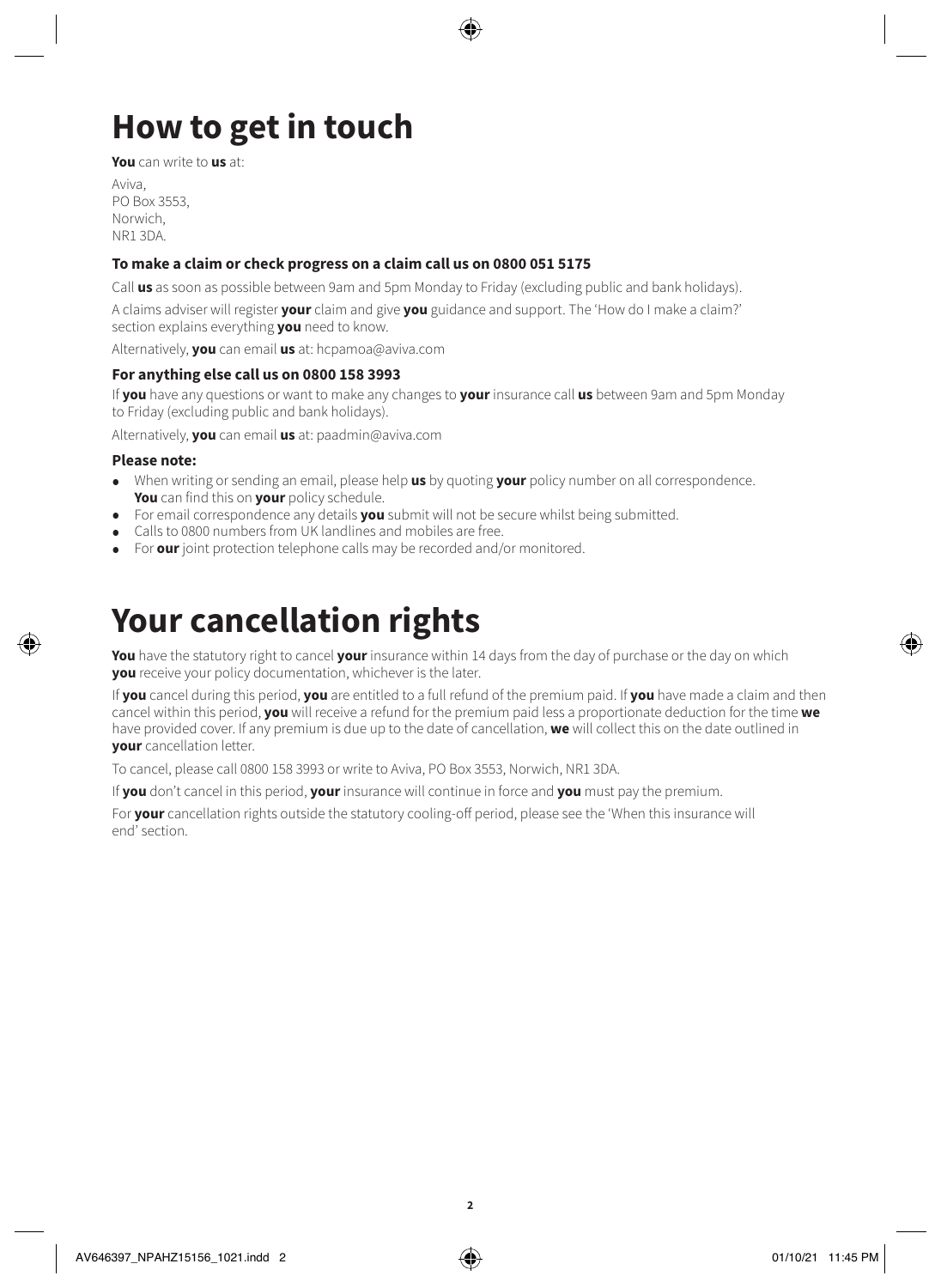# How to get in touch

**You** can write to **us** at:

Aviva,
PO Box 3553,
Norwich,
NR1 3DA.

### To make a claim or check progress on a claim call us on 0800 051 5175

Call **us** as soon as possible between 9am and 5pm Monday to Friday (excluding public and bank holidays).

A claims adviser will register **your** claim and give **you** guidance and support. The 'How do I make a claim?' section explains everything **you** need to know.

Alternatively, **you** can email **us** at: hcpamoa@aviva.com

### For anything else call us on 0800 158 3993

If **you** have any questions or want to make any changes to **your** insurance call **us** between 9am and 5pm Monday to Friday (excluding public and bank holidays).

Alternatively, **you** can email **us** at: paadmin@aviva.com

### Please note:

- When writing or sending an email, please help **us** by quoting **your** policy number on all correspondence. **You** can find this on **your** policy schedule.
- For email correspondence any details **you** submit will not be secure whilst being submitted.
- Calls to 0800 numbers from UK landlines and mobiles are free.
- For **our** joint protection telephone calls may be recorded and/or monitored.

# Your cancellation rights

**You** have the statutory right to cancel **your** insurance within 14 days from the day of purchase or the day on which **you** receive your policy documentation, whichever is the later.

If **you** cancel during this period, **you** are entitled to a full refund of the premium paid. If **you** have made a claim and then cancel within this period, **you** will receive a refund for the premium paid less a proportionate deduction for the time **we** have provided cover. If any premium is due up to the date of cancellation, **we** will collect this on the date outlined in **your** cancellation letter.

To cancel, please call 0800 158 3993 or write to Aviva, PO Box 3553, Norwich, NR1 3DA.

If **you** don't cancel in this period, **your** insurance will continue in force and **you** must pay the premium.

For **your** cancellation rights outside the statutory cooling-off period, please see the 'When this insurance will end' section.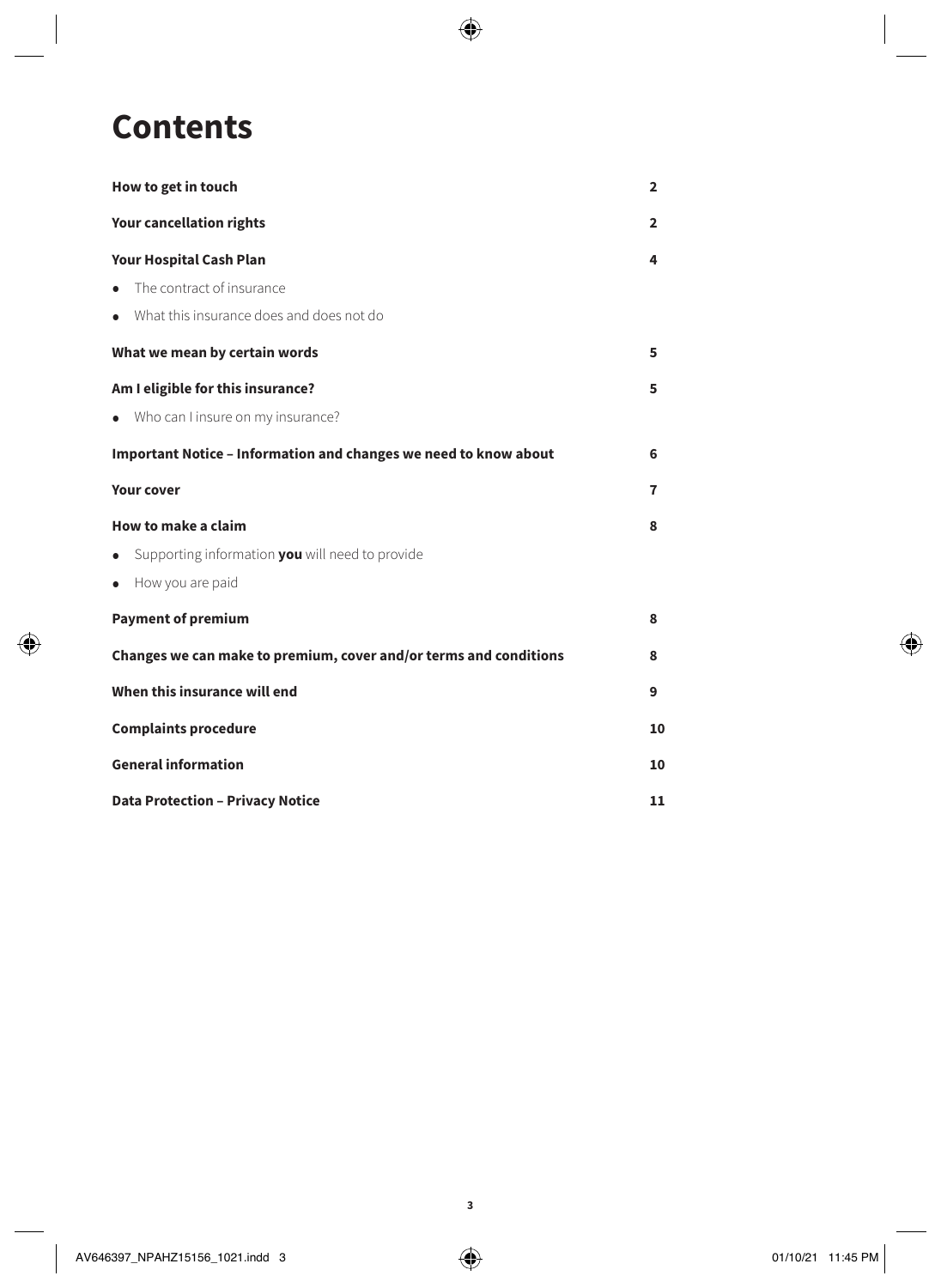# Contents

| | |
|---|---|
| **How to get in touch** | **2** |
| **Your cancellation rights** | **2** |
| **Your Hospital Cash Plan** | **4** |
| • The contract of insurance | |
| • What this insurance does and does not do | |
| **What we mean by certain words** | **5** |
| **Am I eligible for this insurance?** | **5** |
| • Who can I insure on my insurance? | |
| **Important Notice – Information and changes we need to know about** | **6** |
| **Your cover** | **7** |
| **How to make a claim** | **8** |
| • Supporting information **you** will need to provide | |
| • How you are paid | |
| **Payment of premium** | **8** |
| **Changes we can make to premium, cover and/or terms and conditions** | **8** |
| **When this insurance will end** | **9** |
| **Complaints procedure** | **10** |
| **General information** | **10** |
| **Data Protection – Privacy Notice** | **11** |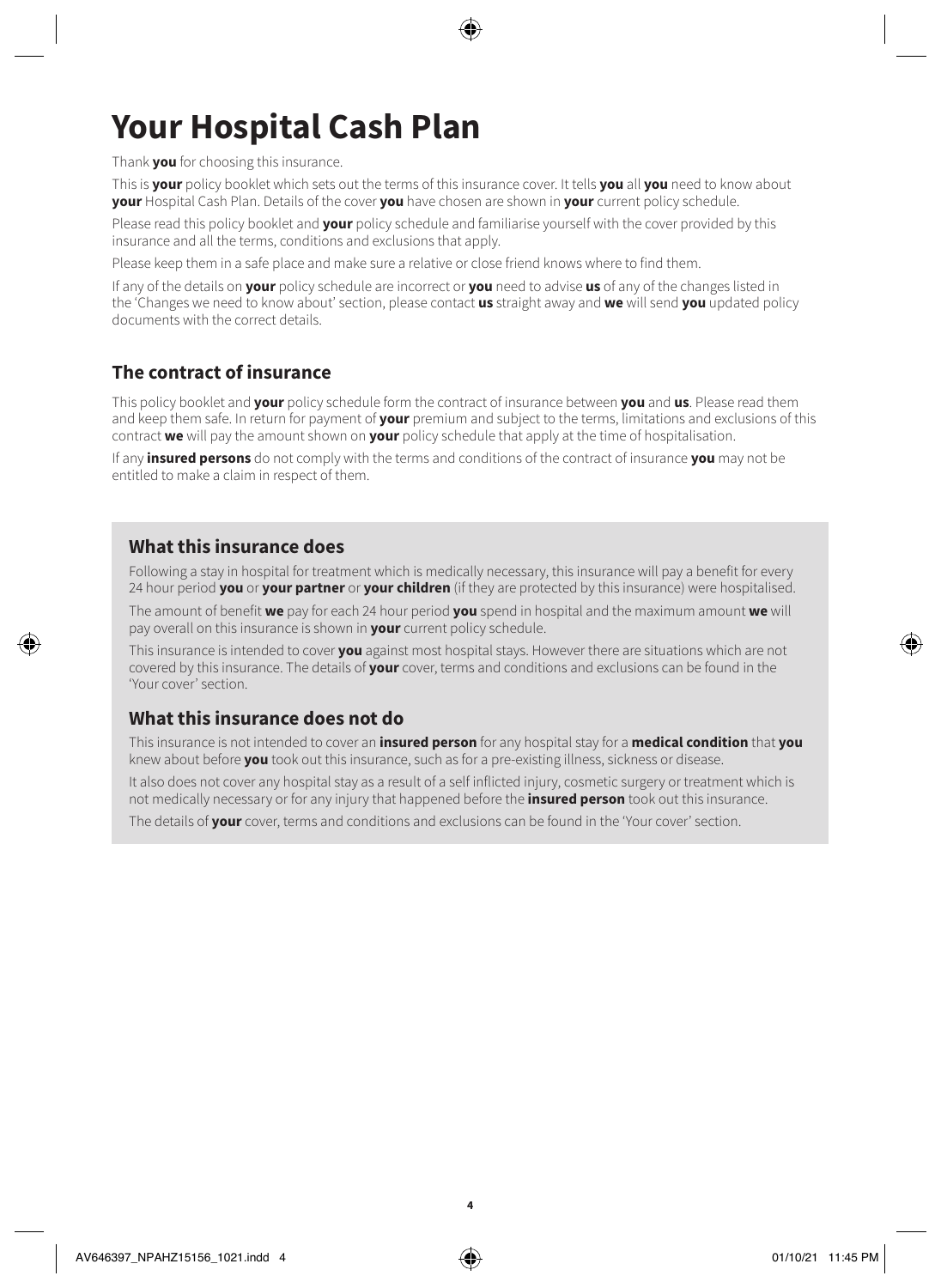# Your Hospital Cash Plan

Thank **you** for choosing this insurance.

This is **your** policy booklet which sets out the terms of this insurance cover. It tells **you** all **you** need to know about **your** Hospital Cash Plan. Details of the cover **you** have chosen are shown in **your** current policy schedule.

Please read this policy booklet and **your** policy schedule and familiarise yourself with the cover provided by this insurance and all the terms, conditions and exclusions that apply.

Please keep them in a safe place and make sure a relative or close friend knows where to find them.

If any of the details on **your** policy schedule are incorrect or **you** need to advise **us** of any of the changes listed in the 'Changes we need to know about' section, please contact **us** straight away and **we** will send **you** updated policy documents with the correct details.

## The contract of insurance

This policy booklet and **your** policy schedule form the contract of insurance between **you** and **us**. Please read them and keep them safe. In return for payment of **your** premium and subject to the terms, limitations and exclusions of this contract **we** will pay the amount shown on **your** policy schedule that apply at the time of hospitalisation.

If any **insured persons** do not comply with the terms and conditions of the contract of insurance **you** may not be entitled to make a claim in respect of them.

## What this insurance does

Following a stay in hospital for treatment which is medically necessary, this insurance will pay a benefit for every 24 hour period **you** or **your partner** or **your children** (if they are protected by this insurance) were hospitalised.

The amount of benefit **we** pay for each 24 hour period **you** spend in hospital and the maximum amount **we** will pay overall on this insurance is shown in **your** current policy schedule.

This insurance is intended to cover **you** against most hospital stays. However there are situations which are not covered by this insurance. The details of **your** cover, terms and conditions and exclusions can be found in the 'Your cover' section.

## What this insurance does not do

This insurance is not intended to cover an **insured person** for any hospital stay for a **medical condition** that **you** knew about before **you** took out this insurance, such as for a pre-existing illness, sickness or disease.

It also does not cover any hospital stay as a result of a self inflicted injury, cosmetic surgery or treatment which is not medically necessary or for any injury that happened before the **insured person** took out this insurance.

The details of **your** cover, terms and conditions and exclusions can be found in the 'Your cover' section.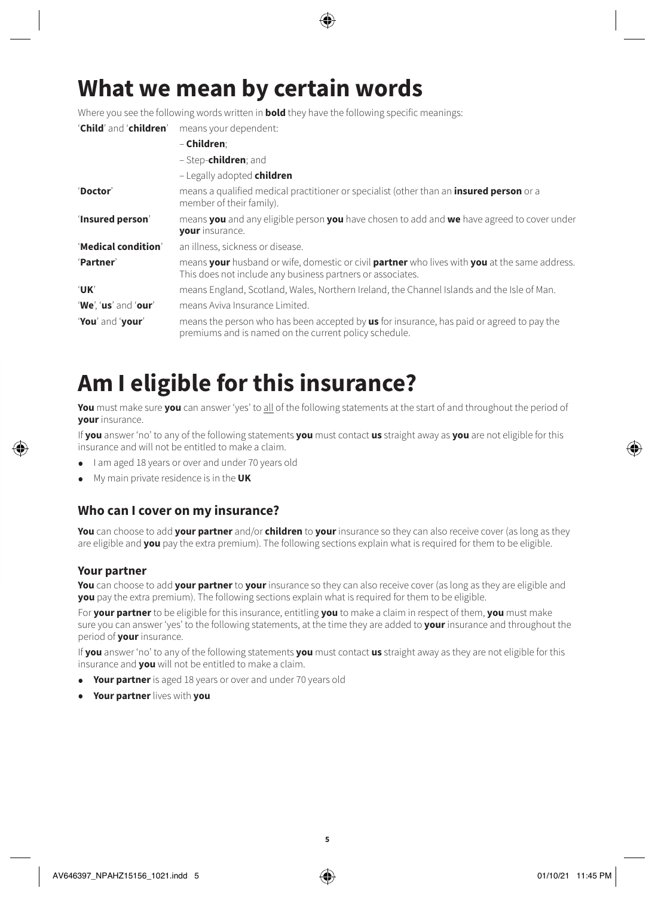# What we mean by certain words

Where you see the following words written in **bold** they have the following specific meanings:

| | |
|---|---|
| '**Child**' and '**children**' | means your dependent:<br>– **Children**;<br>– Step-**children**; and<br>– Legally adopted **children** |
| '**Doctor**' | means a qualified medical practitioner or specialist (other than an **insured person** or a member of their family). |
| '**Insured person**' | means **you** and any eligible person **you** have chosen to add and **we** have agreed to cover under **your** insurance. |
| '**Medical condition**' | an illness, sickness or disease. |
| '**Partner**' | means **your** husband or wife, domestic or civil **partner** who lives with **you** at the same address. This does not include any business partners or associates. |
| '**UK**' | means England, Scotland, Wales, Northern Ireland, the Channel Islands and the Isle of Man. |
| '**We**', '**us**' and '**our**' | means Aviva Insurance Limited. |
| '**You**' and '**your**' | means the person who has been accepted by **us** for insurance, has paid or agreed to pay the premiums and is named on the current policy schedule. |

# Am I eligible for this insurance?

**You** must make sure **you** can answer 'yes' to all of the following statements at the start of and throughout the period of **your** insurance.

If **you** answer 'no' to any of the following statements **you** must contact **us** straight away as **you** are not eligible for this insurance and will not be entitled to make a claim.

- I am aged 18 years or over and under 70 years old
- My main private residence is in the **UK**

## Who can I cover on my insurance?

**You** can choose to add **your partner** and/or **children** to **your** insurance so they can also receive cover (as long as they are eligible and **you** pay the extra premium). The following sections explain what is required for them to be eligible.

### Your partner

**You** can choose to add **your partner** to **your** insurance so they can also receive cover (as long as they are eligible and **you** pay the extra premium). The following sections explain what is required for them to be eligible.

For **your partner** to be eligible for this insurance, entitling **you** to make a claim in respect of them, **you** must make sure you can answer 'yes' to the following statements, at the time they are added to **your** insurance and throughout the period of **your** insurance.

If **you** answer 'no' to any of the following statements **you** must contact **us** straight away as they are not eligible for this insurance and **you** will not be entitled to make a claim.

- **Your partner** is aged 18 years or over and under 70 years old
- **Your partner** lives with **you**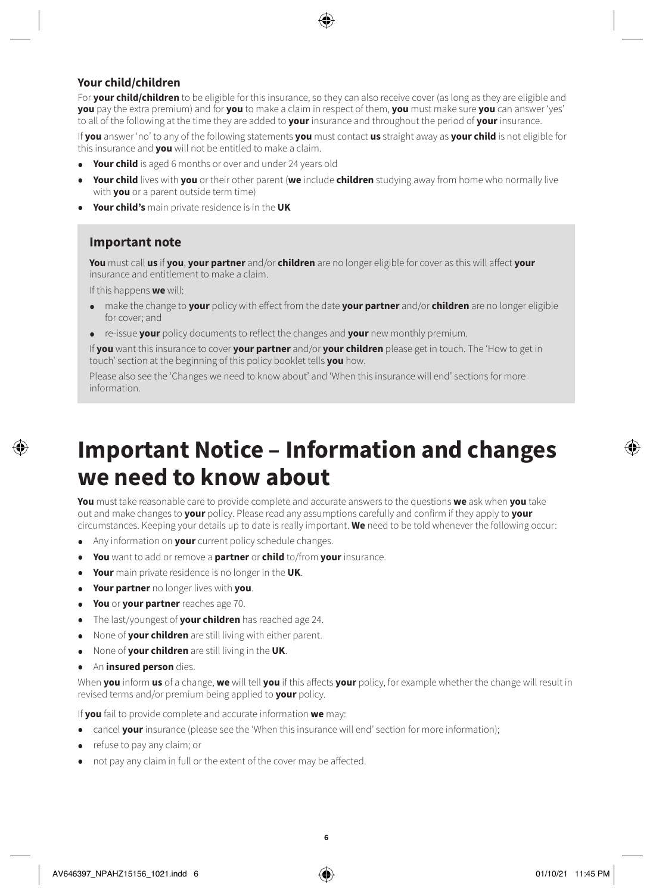### Your child/children

For **your child/children** to be eligible for this insurance, so they can also receive cover (as long as they are eligible and **you** pay the extra premium) and for **you** to make a claim in respect of them, **you** must make sure **you** can answer 'yes' to all of the following at the time they are added to **your** insurance and throughout the period of **your** insurance.

If **you** answer 'no' to any of the following statements **you** must contact **us** straight away as **your child** is not eligible for this insurance and **you** will not be entitled to make a claim.

- **Your child** is aged 6 months or over and under 24 years old
- **Your child** lives with **you** or their other parent (**we** include **children** studying away from home who normally live with **you** or a parent outside term time)
- **Your child's** main private residence is in the **UK**

### Important note

**You** must call **us** if **you**, **your partner** and/or **children** are no longer eligible for cover as this will affect **your** insurance and entitlement to make a claim.

If this happens **we** will:

- make the change to **your** policy with effect from the date **your partner** and/or **children** are no longer eligible for cover; and
- re-issue **your** policy documents to reflect the changes and **your** new monthly premium.

If **you** want this insurance to cover **your partner** and/or **your children** please get in touch. The 'How to get in touch' section at the beginning of this policy booklet tells **you** how.

Please also see the 'Changes we need to know about' and 'When this insurance will end' sections for more information.

# Important Notice – Information and changes we need to know about

**You** must take reasonable care to provide complete and accurate answers to the questions **we** ask when **you** take out and make changes to **your** policy. Please read any assumptions carefully and confirm if they apply to **your** circumstances. Keeping your details up to date is really important. **We** need to be told whenever the following occur:

- Any information on **your** current policy schedule changes.
- **You** want to add or remove a **partner** or **child** to/from **your** insurance.
- **Your** main private residence is no longer in the **UK**.
- **Your partner** no longer lives with **you**.
- **You** or **your partner** reaches age 70.
- The last/youngest of **your children** has reached age 24.
- None of **your children** are still living with either parent.
- None of **your children** are still living in the **UK**.
- An **insured person** dies.

When **you** inform **us** of a change, **we** will tell **you** if this affects **your** policy, for example whether the change will result in revised terms and/or premium being applied to **your** policy.

If **you** fail to provide complete and accurate information **we** may:

- cancel **your** insurance (please see the 'When this insurance will end' section for more information);
- refuse to pay any claim; or
- not pay any claim in full or the extent of the cover may be affected.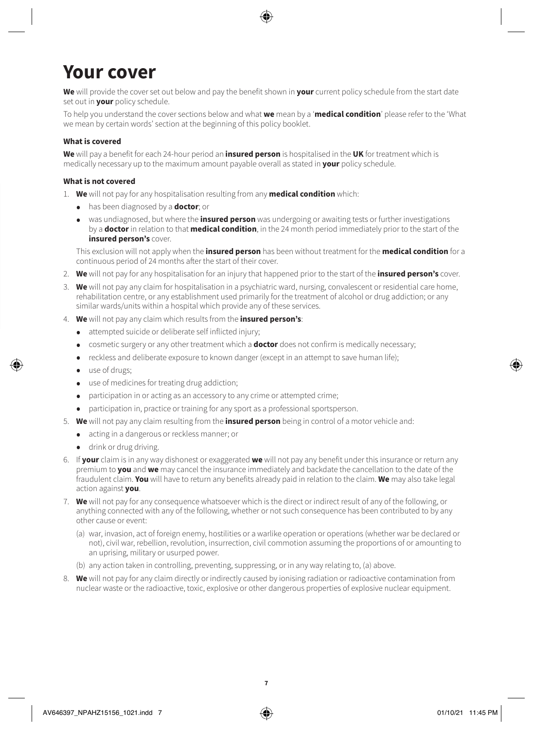# Your cover

**We** will provide the cover set out below and pay the benefit shown in **your** current policy schedule from the start date set out in **your** policy schedule.

To help you understand the cover sections below and what **we** mean by a '**medical condition**' please refer to the 'What we mean by certain words' section at the beginning of this policy booklet.

**What is covered**

**We** will pay a benefit for each 24-hour period an **insured person** is hospitalised in the **UK** for treatment which is medically necessary up to the maximum amount payable overall as stated in **your** policy schedule.

**What is not covered**

1. **We** will not pay for any hospitalisation resulting from any **medical condition** which:
   - has been diagnosed by a **doctor**; or
   - was undiagnosed, but where the **insured person** was undergoing or awaiting tests or further investigations by a **doctor** in relation to that **medical condition**, in the 24 month period immediately prior to the start of the **insured person's** cover.

   This exclusion will not apply when the **insured person** has been without treatment for the **medical condition** for a continuous period of 24 months after the start of their cover.
2. **We** will not pay for any hospitalisation for an injury that happened prior to the start of the **insured person's** cover.
3. **We** will not pay any claim for hospitalisation in a psychiatric ward, nursing, convalescent or residential care home, rehabilitation centre, or any establishment used primarily for the treatment of alcohol or drug addiction; or any similar wards/units within a hospital which provide any of these services.
4. **We** will not pay any claim which results from the **insured person's**:
   - attempted suicide or deliberate self inflicted injury;
   - cosmetic surgery or any other treatment which a **doctor** does not confirm is medically necessary;
   - reckless and deliberate exposure to known danger (except in an attempt to save human life);
   - use of drugs;
   - use of medicines for treating drug addiction;
   - participation in or acting as an accessory to any crime or attempted crime;
   - participation in, practice or training for any sport as a professional sportsperson.
5. **We** will not pay any claim resulting from the **insured person** being in control of a motor vehicle and:
   - acting in a dangerous or reckless manner; or
   - drink or drug driving.
6. If **your** claim is in any way dishonest or exaggerated **we** will not pay any benefit under this insurance or return any premium to **you** and **we** may cancel the insurance immediately and backdate the cancellation to the date of the fraudulent claim. **You** will have to return any benefits already paid in relation to the claim. **We** may also take legal action against **you**.
7. **We** will not pay for any consequence whatsoever which is the direct or indirect result of any of the following, or anything connected with any of the following, whether or not such consequence has been contributed to by any other cause or event:

   (a) war, invasion, act of foreign enemy, hostilities or a warlike operation or operations (whether war be declared or not), civil war, rebellion, revolution, insurrection, civil commotion assuming the proportions of or amounting to an uprising, military or usurped power.

   (b) any action taken in controlling, preventing, suppressing, or in any way relating to, (a) above.
8. **We** will not pay for any claim directly or indirectly caused by ionising radiation or radioactive contamination from nuclear waste or the radioactive, toxic, explosive or other dangerous properties of explosive nuclear equipment.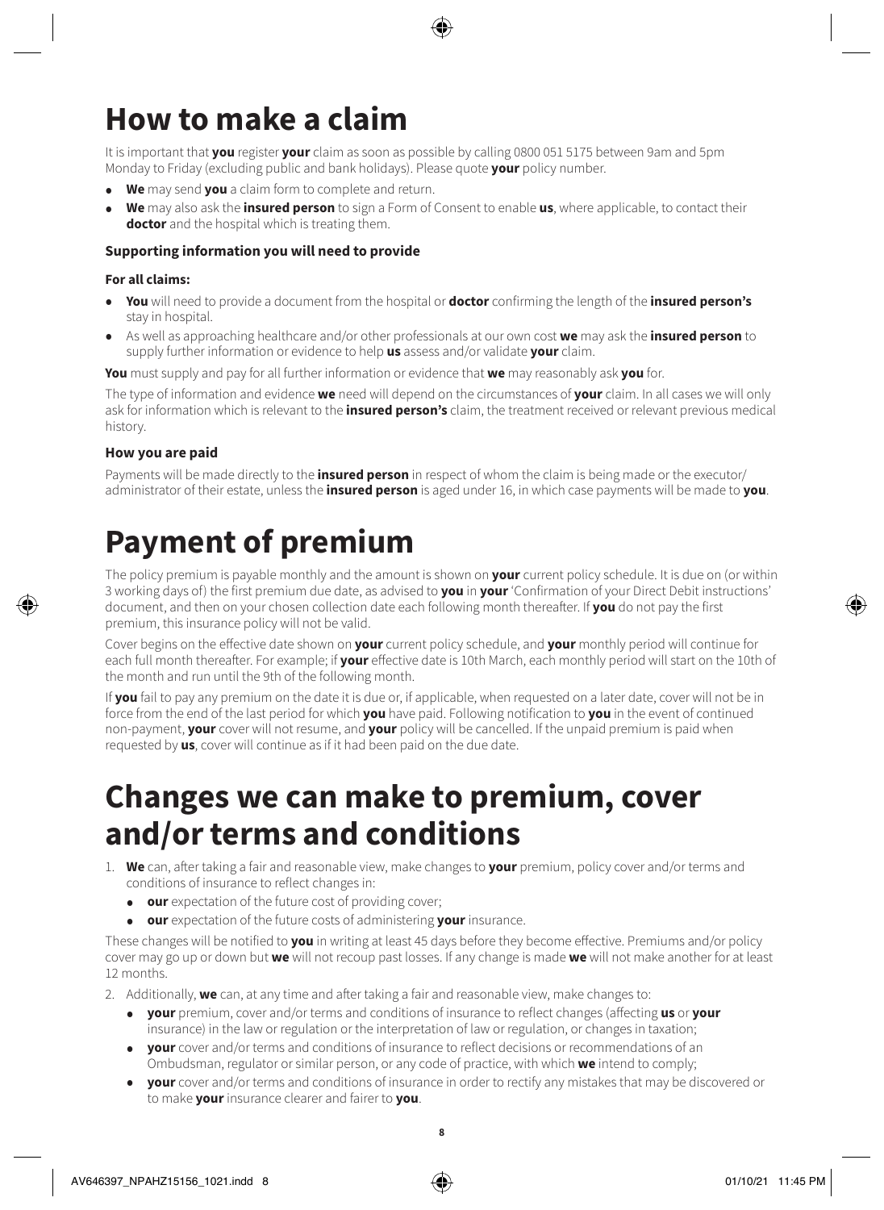# How to make a claim

It is important that **you** register **your** claim as soon as possible by calling 0800 051 5175 between 9am and 5pm Monday to Friday (excluding public and bank holidays). Please quote **your** policy number.

- **We** may send **you** a claim form to complete and return.
- **We** may also ask the **insured person** to sign a Form of Consent to enable **us**, where applicable, to contact their **doctor** and the hospital which is treating them.

### Supporting information you will need to provide

#### For all claims:

- **You** will need to provide a document from the hospital or **doctor** confirming the length of the **insured person's** stay in hospital.
- As well as approaching healthcare and/or other professionals at our own cost **we** may ask the **insured person** to supply further information or evidence to help **us** assess and/or validate **your** claim.

**You** must supply and pay for all further information or evidence that **we** may reasonably ask **you** for.

The type of information and evidence **we** need will depend on the circumstances of **your** claim. In all cases we will only ask for information which is relevant to the **insured person's** claim, the treatment received or relevant previous medical history.

### How you are paid

Payments will be made directly to the **insured person** in respect of whom the claim is being made or the executor/administrator of their estate, unless the **insured person** is aged under 16, in which case payments will be made to **you**.

# Payment of premium

The policy premium is payable monthly and the amount is shown on **your** current policy schedule. It is due on (or within 3 working days of) the first premium due date, as advised to **you** in **your** 'Confirmation of your Direct Debit instructions' document, and then on your chosen collection date each following month thereafter. If **you** do not pay the first premium, this insurance policy will not be valid.

Cover begins on the effective date shown on **your** current policy schedule, and **your** monthly period will continue for each full month thereafter. For example; if **your** effective date is 10th March, each monthly period will start on the 10th of the month and run until the 9th of the following month.

If **you** fail to pay any premium on the date it is due or, if applicable, when requested on a later date, cover will not be in force from the end of the last period for which **you** have paid. Following notification to **you** in the event of continued non-payment, **your** cover will not resume, and **your** policy will be cancelled. If the unpaid premium is paid when requested by **us**, cover will continue as if it had been paid on the due date.

# Changes we can make to premium, cover and/or terms and conditions

1. **We** can, after taking a fair and reasonable view, make changes to **your** premium, policy cover and/or terms and conditions of insurance to reflect changes in:
   - **our** expectation of the future cost of providing cover;
   - **our** expectation of the future costs of administering **your** insurance.

These changes will be notified to **you** in writing at least 45 days before they become effective. Premiums and/or policy cover may go up or down but **we** will not recoup past losses. If any change is made **we** will not make another for at least 12 months.

2. Additionally, **we** can, at any time and after taking a fair and reasonable view, make changes to:
   - **your** premium, cover and/or terms and conditions of insurance to reflect changes (affecting **us** or **your** insurance) in the law or regulation or the interpretation of law or regulation, or changes in taxation;
   - **your** cover and/or terms and conditions of insurance to reflect decisions or recommendations of an Ombudsman, regulator or similar person, or any code of practice, with which **we** intend to comply;
   - **your** cover and/or terms and conditions of insurance in order to rectify any mistakes that may be discovered or to make **your** insurance clearer and fairer to **you**.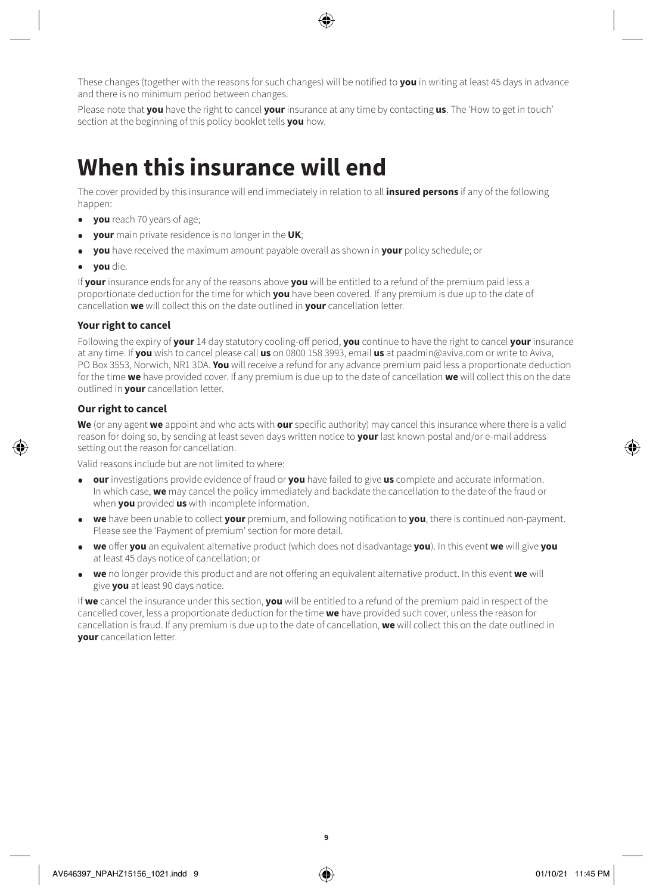These changes (together with the reasons for such changes) will be notified to **you** in writing at least 45 days in advance and there is no minimum period between changes.

Please note that **you** have the right to cancel **your** insurance at any time by contacting **us**. The 'How to get in touch' section at the beginning of this policy booklet tells **you** how.

# When this insurance will end

The cover provided by this insurance will end immediately in relation to all **insured persons** if any of the following happen:

- **you** reach 70 years of age;
- **your** main private residence is no longer in the **UK**;
- **you** have received the maximum amount payable overall as shown in **your** policy schedule; or
- **you** die.

If **your** insurance ends for any of the reasons above **you** will be entitled to a refund of the premium paid less a proportionate deduction for the time for which **you** have been covered. If any premium is due up to the date of cancellation **we** will collect this on the date outlined in **your** cancellation letter.

### Your right to cancel

Following the expiry of **your** 14 day statutory cooling-off period, **you** continue to have the right to cancel **your** insurance at any time. If **you** wish to cancel please call **us** on 0800 158 3993, email **us** at paadmin@aviva.com or write to Aviva, PO Box 3553, Norwich, NR1 3DA. **You** will receive a refund for any advance premium paid less a proportionate deduction for the time **we** have provided cover. If any premium is due up to the date of cancellation **we** will collect this on the date outlined in **your** cancellation letter.

### Our right to cancel

**We** (or any agent **we** appoint and who acts with **our** specific authority) may cancel this insurance where there is a valid reason for doing so, by sending at least seven days written notice to **your** last known postal and/or e-mail address setting out the reason for cancellation.

Valid reasons include but are not limited to where:

- **our** investigations provide evidence of fraud or **you** have failed to give **us** complete and accurate information. In which case, **we** may cancel the policy immediately and backdate the cancellation to the date of the fraud or when **you** provided **us** with incomplete information.
- **we** have been unable to collect **your** premium, and following notification to **you**, there is continued non-payment. Please see the 'Payment of premium' section for more detail.
- **we** offer **you** an equivalent alternative product (which does not disadvantage **you**). In this event **we** will give **you** at least 45 days notice of cancellation; or
- **we** no longer provide this product and are not offering an equivalent alternative product. In this event **we** will give **you** at least 90 days notice.

If **we** cancel the insurance under this section, **you** will be entitled to a refund of the premium paid in respect of the cancelled cover, less a proportionate deduction for the time **we** have provided such cover, unless the reason for cancellation is fraud. If any premium is due up to the date of cancellation, **we** will collect this on the date outlined in **your** cancellation letter.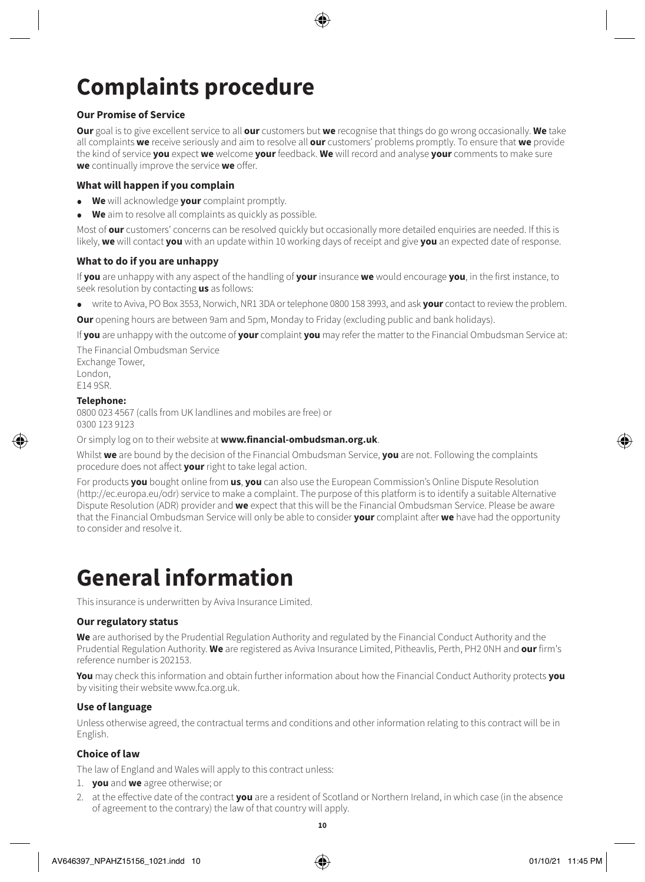# Complaints procedure

### Our Promise of Service

**Our** goal is to give excellent service to all **our** customers but **we** recognise that things do go wrong occasionally. **We** take all complaints **we** receive seriously and aim to resolve all **our** customers' problems promptly. To ensure that **we** provide the kind of service **you** expect **we** welcome **your** feedback. **We** will record and analyse **your** comments to make sure **we** continually improve the service **we** offer.

### What will happen if you complain

- **We** will acknowledge **your** complaint promptly.
- **We** aim to resolve all complaints as quickly as possible.

Most of **our** customers' concerns can be resolved quickly but occasionally more detailed enquiries are needed. If this is likely, **we** will contact **you** with an update within 10 working days of receipt and give **you** an expected date of response.

### What to do if you are unhappy

If **you** are unhappy with any aspect of the handling of **your** insurance **we** would encourage **you**, in the first instance, to seek resolution by contacting **us** as follows:

- write to Aviva, PO Box 3553, Norwich, NR1 3DA or telephone 0800 158 3993, and ask **your** contact to review the problem.

**Our** opening hours are between 9am and 5pm, Monday to Friday (excluding public and bank holidays).

If **you** are unhappy with the outcome of **your** complaint **you** may refer the matter to the Financial Ombudsman Service at:

The Financial Ombudsman Service
Exchange Tower,
London,
E14 9SR.

**Telephone:**
0800 023 4567 (calls from UK landlines and mobiles are free) or
0300 123 9123

Or simply log on to their website at **www.financial-ombudsman.org.uk**.

Whilst **we** are bound by the decision of the Financial Ombudsman Service, **you** are not. Following the complaints procedure does not affect **your** right to take legal action.

For products **you** bought online from **us**, **you** can also use the European Commission's Online Dispute Resolution (http://ec.europa.eu/odr) service to make a complaint. The purpose of this platform is to identify a suitable Alternative Dispute Resolution (ADR) provider and **we** expect that this will be the Financial Ombudsman Service. Please be aware that the Financial Ombudsman Service will only be able to consider **your** complaint after **we** have had the opportunity to consider and resolve it.

# General information

This insurance is underwritten by Aviva Insurance Limited.

### Our regulatory status

**We** are authorised by the Prudential Regulation Authority and regulated by the Financial Conduct Authority and the Prudential Regulation Authority. **We** are registered as Aviva Insurance Limited, Pitheavlis, Perth, PH2 0NH and **our** firm's reference number is 202153.

**You** may check this information and obtain further information about how the Financial Conduct Authority protects **you** by visiting their website www.fca.org.uk.

### Use of language

Unless otherwise agreed, the contractual terms and conditions and other information relating to this contract will be in English.

### Choice of law

The law of England and Wales will apply to this contract unless:

1. **you** and **we** agree otherwise; or
2. at the effective date of the contract **you** are a resident of Scotland or Northern Ireland, in which case (in the absence of agreement to the contrary) the law of that country will apply.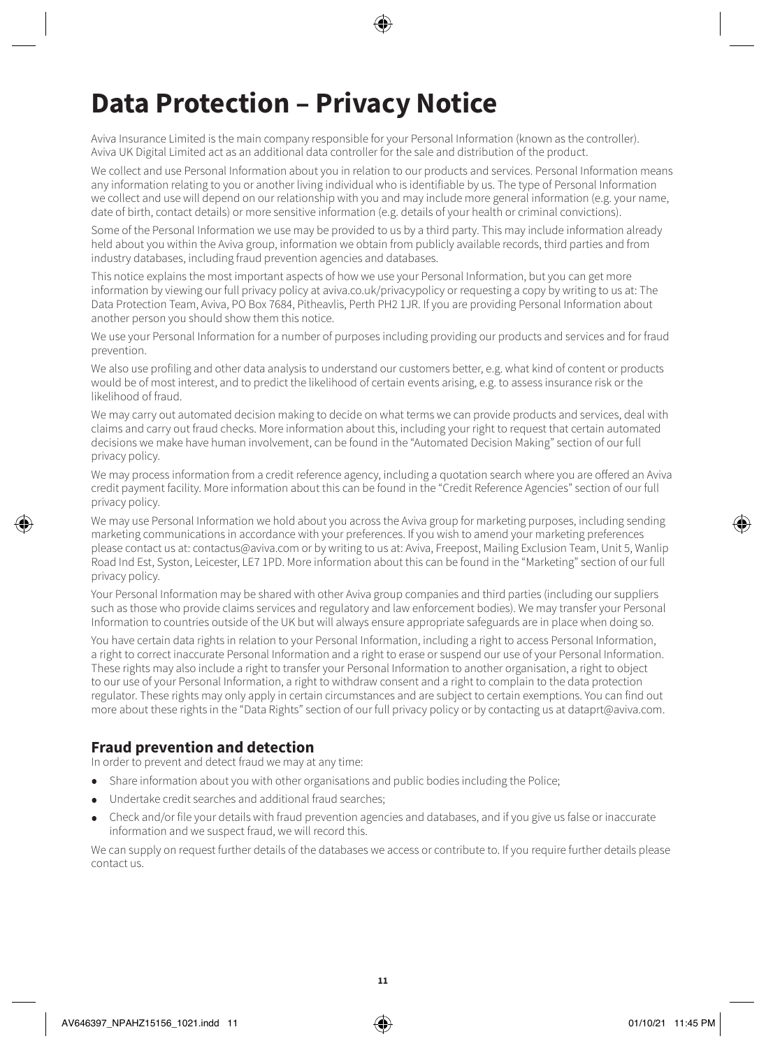# Data Protection – Privacy Notice

Aviva Insurance Limited is the main company responsible for your Personal Information (known as the controller). Aviva UK Digital Limited act as an additional data controller for the sale and distribution of the product.

We collect and use Personal Information about you in relation to our products and services. Personal Information means any information relating to you or another living individual who is identifiable by us. The type of Personal Information we collect and use will depend on our relationship with you and may include more general information (e.g. your name, date of birth, contact details) or more sensitive information (e.g. details of your health or criminal convictions).

Some of the Personal Information we use may be provided to us by a third party. This may include information already held about you within the Aviva group, information we obtain from publicly available records, third parties and from industry databases, including fraud prevention agencies and databases.

This notice explains the most important aspects of how we use your Personal Information, but you can get more information by viewing our full privacy policy at aviva.co.uk/privacypolicy or requesting a copy by writing to us at: The Data Protection Team, Aviva, PO Box 7684, Pitheavlis, Perth PH2 1JR. If you are providing Personal Information about another person you should show them this notice.

We use your Personal Information for a number of purposes including providing our products and services and for fraud prevention.

We also use profiling and other data analysis to understand our customers better, e.g. what kind of content or products would be of most interest, and to predict the likelihood of certain events arising, e.g. to assess insurance risk or the likelihood of fraud.

We may carry out automated decision making to decide on what terms we can provide products and services, deal with claims and carry out fraud checks. More information about this, including your right to request that certain automated decisions we make have human involvement, can be found in the "Automated Decision Making" section of our full privacy policy.

We may process information from a credit reference agency, including a quotation search where you are offered an Aviva credit payment facility. More information about this can be found in the "Credit Reference Agencies" section of our full privacy policy.

We may use Personal Information we hold about you across the Aviva group for marketing purposes, including sending marketing communications in accordance with your preferences. If you wish to amend your marketing preferences please contact us at: contactus@aviva.com or by writing to us at: Aviva, Freepost, Mailing Exclusion Team, Unit 5, Wanlip Road Ind Est, Syston, Leicester, LE7 1PD. More information about this can be found in the "Marketing" section of our full privacy policy.

Your Personal Information may be shared with other Aviva group companies and third parties (including our suppliers such as those who provide claims services and regulatory and law enforcement bodies). We may transfer your Personal Information to countries outside of the UK but will always ensure appropriate safeguards are in place when doing so.

You have certain data rights in relation to your Personal Information, including a right to access Personal Information, a right to correct inaccurate Personal Information and a right to erase or suspend our use of your Personal Information. These rights may also include a right to transfer your Personal Information to another organisation, a right to object to our use of your Personal Information, a right to withdraw consent and a right to complain to the data protection regulator. These rights may only apply in certain circumstances and are subject to certain exemptions. You can find out more about these rights in the "Data Rights" section of our full privacy policy or by contacting us at dataprt@aviva.com.

## Fraud prevention and detection

In order to prevent and detect fraud we may at any time:

- Share information about you with other organisations and public bodies including the Police;
- Undertake credit searches and additional fraud searches;
- Check and/or file your details with fraud prevention agencies and databases, and if you give us false or inaccurate information and we suspect fraud, we will record this.

We can supply on request further details of the databases we access or contribute to. If you require further details please contact us.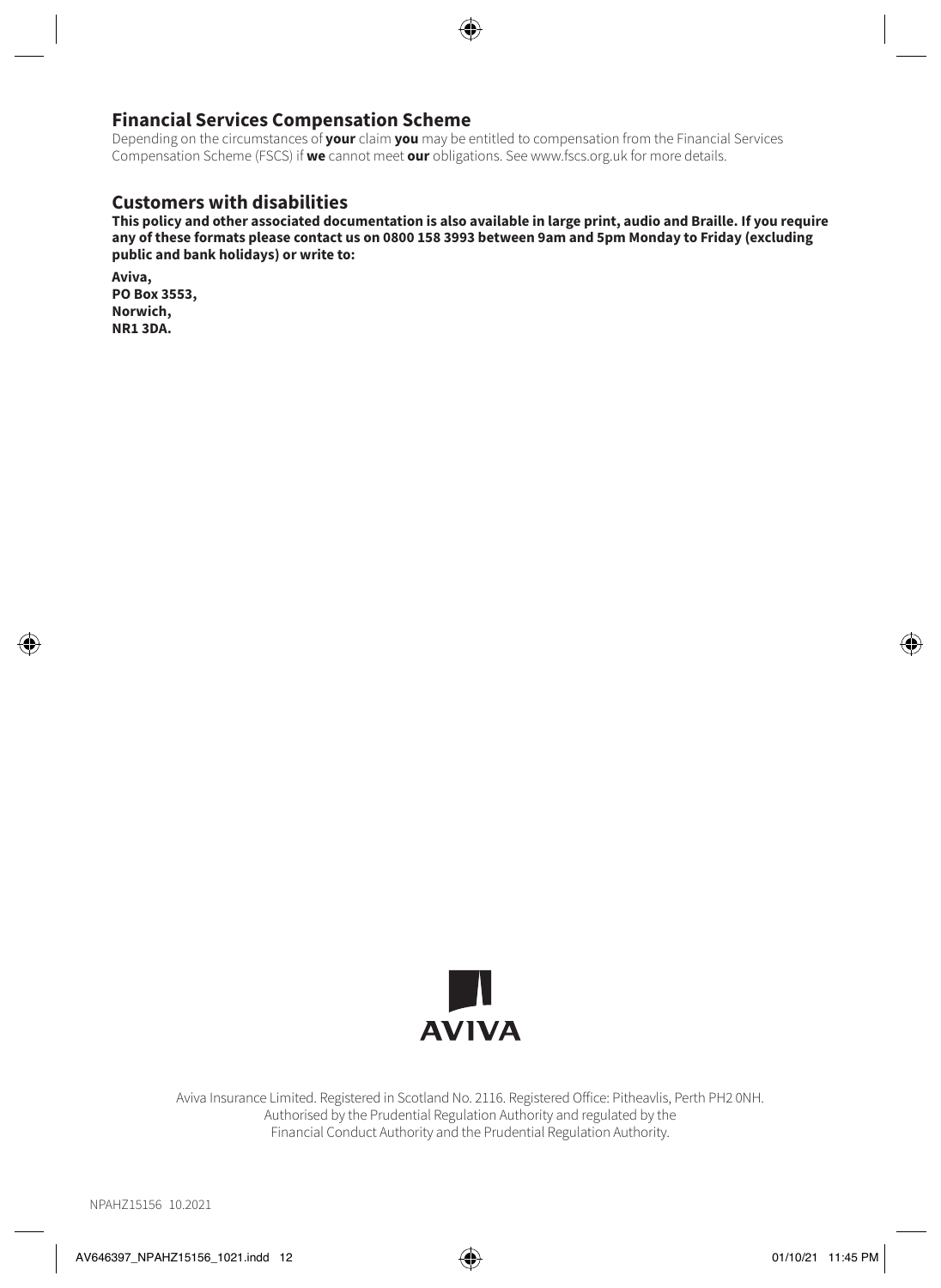## Financial Services Compensation Scheme

Depending on the circumstances of **your** claim **you** may be entitled to compensation from the Financial Services Compensation Scheme (FSCS) if **we** cannot meet **our** obligations. See www.fscs.org.uk for more details.

## Customers with disabilities

**This policy and other associated documentation is also available in large print, audio and Braille. If you require any of these formats please contact us on 0800 158 3993 between 9am and 5pm Monday to Friday (excluding public and bank holidays) or write to:**

**Aviva,**
**PO Box 3553,**
**Norwich,**
**NR1 3DA.**

AVIVA

Aviva Insurance Limited. Registered in Scotland No. 2116. Registered Office: Pitheavlis, Perth PH2 0NH.
Authorised by the Prudential Regulation Authority and regulated by the
Financial Conduct Authority and the Prudential Regulation Authority.

NPAHZ15156 10.2021